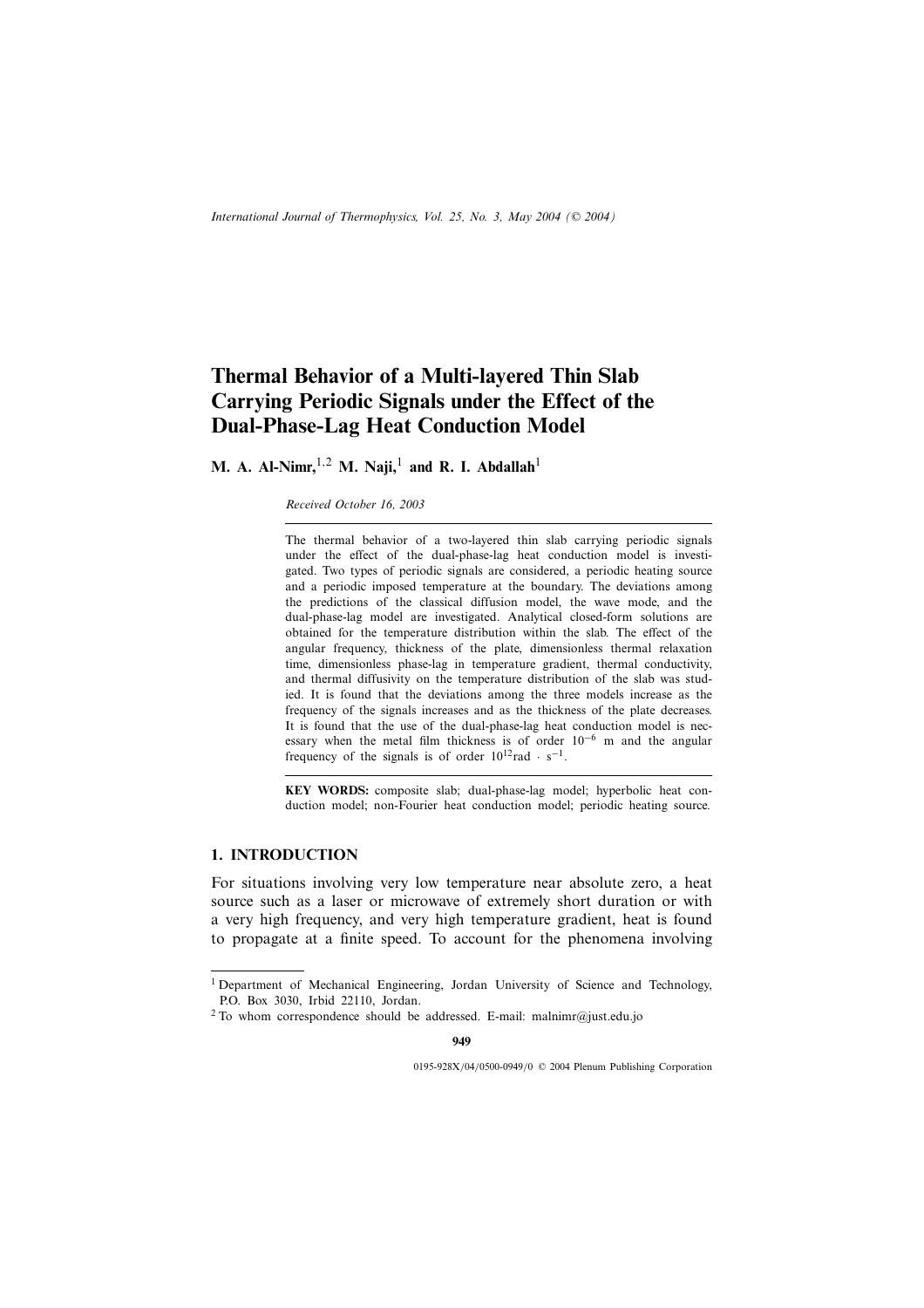# Thermal Behavior of a Multi-layered Thin Slab Carrying Periodic Signals under the Effect of the Dual-Phase-Lag Heat Conduction Model

**M. A. Al-Nimr,**[1,2] **M. Naji,**[1] **and R. I. Abdallah**[1]

*Received October 16, 2003*

The thermal behavior of a two-layered thin slab carrying periodic signals under the effect of the dual-phase-lag heat conduction model is investigated. Two types of periodic signals are considered, a periodic heating source and a periodic imposed temperature at the boundary. The deviations among the predictions of the classical diffusion model, the wave mode, and the dual-phase-lag model are investigated. Analytical closed-form solutions are obtained for the temperature distribution within the slab. The effect of the angular frequency, thickness of the plate, dimensionless thermal relaxation time, dimensionless phase-lag in temperature gradient, thermal conductivity, and thermal diffusivity on the temperature distribution of the slab was studied. It is found that the deviations among the three models increase as the frequency of the signals increases and as the thickness of the plate decreases. It is found that the use of the dual-phase-lag heat conduction model is necessary when the metal film thickness is of order $10^{-6}$ m and the angular frequency of the signals is of order $10^{12}\text{rad}\cdot\text{s}^{-1}$.

**KEY WORDS:** composite slab; dual-phase-lag model; hyperbolic heat conduction model; non-Fourier heat conduction model; periodic heating source.

## 1. INTRODUCTION

For situations involving very low temperature near absolute zero, a heat source such as a laser or microwave of extremely short duration or with a very high frequency, and very high temperature gradient, heat is found to propagate at a finite speed. To account for the phenomena involving

---

[1] Department of Mechanical Engineering, Jordan University of Science and Technology, P.O. Box 3030, Irbid 22110, Jordan.

[2] To whom correspondence should be addressed. E-mail: malnimr@just.edu.jo

0195-928X/04/0500-0949/0 © 2004 Plenum Publishing Corporation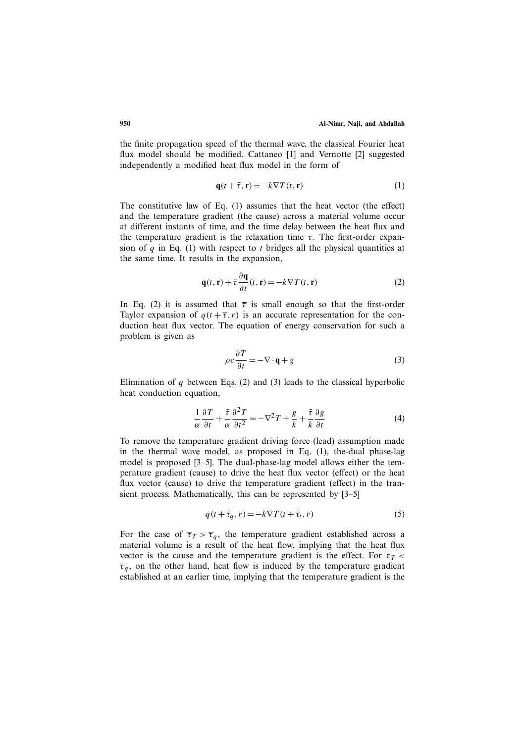the finite propagation speed of the thermal wave, the classical Fourier heat flux model should be modified. Cattaneo [1] and Vernotte [2] suggested independently a modified heat flux model in the form of

$$\mathbf{q}(t+\bar{\tau}, \mathbf{r}) = -k\nabla T(t, \mathbf{r}) \tag{1}$$

The constitutive law of Eq. (1) assumes that the heat vector (the effect) and the temperature gradient (the cause) across a material volume occur at different instants of time, and the time delay between the heat flux and the temperature gradient is the relaxation time $\overline{\tau}$. The first-order expansion of $q$ in Eq. (1) with respect to $t$ bridges all the physical quantities at the same time. It results in the expansion,

$$\mathbf{q}(t, \mathbf{r}) + \bar{\tau}\frac{\partial \mathbf{q}}{\partial t}(t, \mathbf{r}) = -k\nabla T(t, \mathbf{r}) \tag{2}$$

In Eq. (2) it is assumed that $\overline{\tau}$ is small enough so that the first-order Taylor expansion of $q(t+\overline{\tau}, r)$ is an accurate representation for the conduction heat flux vector. The equation of energy conservation for such a problem is given as

$$\rho c \frac{\partial T}{\partial t} = -\nabla \cdot \mathbf{q} + g \tag{3}$$

Elimination of $q$ between Eqs. (2) and (3) leads to the classical hyperbolic heat conduction equation,

$$\frac{1}{\alpha}\frac{\partial T}{\partial t} + \frac{\bar{\tau}}{\alpha}\frac{\partial^2 T}{\partial t^2} = -\nabla^2 T + \frac{g}{k} + \frac{\bar{\tau}}{k}\frac{\partial g}{\partial t} \tag{4}$$

To remove the temperature gradient driving force (lead) assumption made in the thermal wave model, as proposed in Eq. (1), the-dual phase-lag model is proposed [3–5]. The dual-phase-lag model allows either the temperature gradient (cause) to drive the heat flux vector (effect) or the heat flux vector (cause) to drive the temperature gradient (effect) in the transient process. Mathematically, this can be represented by [3–5]

$$q(t+\bar{\tau}_q, r) = -k\nabla T(t+\bar{\tau}_t, r) \tag{5}$$

For the case of $\overline{\tau}_T > \overline{\tau}_q$, the temperature gradient established across a material volume is a result of the heat flow, implying that the heat flux vector is the cause and the temperature gradient is the effect. For $\overline{\tau}_T < \overline{\tau}_q$, on the other hand, heat flow is induced by the temperature gradient established at an earlier time, implying that the temperature gradient is the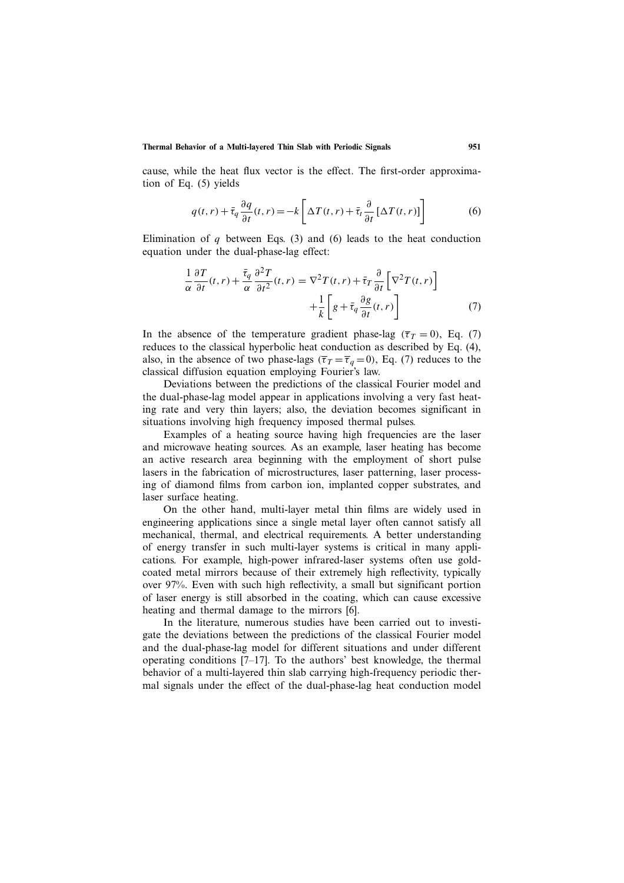cause, while the heat flux vector is the effect. The first-order approximation of Eq. (5) yields

$$q(t,r)+\bar{\tau}_q\frac{\partial q}{\partial t}(t,r)=-k\left[\Delta T(t,r)+\bar{\tau}_t\frac{\partial}{\partial t}\left[\Delta T(t,r)\right]\right] \tag{6}$$

Elimination of $q$ between Eqs. (3) and (6) leads to the heat conduction equation under the dual-phase-lag effect:

$$\frac{1}{\alpha}\frac{\partial T}{\partial t}(t,r)+\frac{\bar{\tau}_q}{\alpha}\frac{\partial^2 T}{\partial t^2}(t,r)=\nabla^2 T(t,r)+\bar{\tau}_T\frac{\partial}{\partial t}\left[\nabla^2 T(t,r)\right]+\frac{1}{k}\left[g+\bar{\tau}_q\frac{\partial g}{\partial t}(t,r)\right] \tag{7}$$

In the absence of the temperature gradient phase-lag ($\overline{\tau}_T=0$), Eq. (7) reduces to the classical hyperbolic heat conduction as described by Eq. (4), also, in the absence of two phase-lags ($\overline{\tau}_T=\overline{\tau}_q=0$), Eq. (7) reduces to the classical diffusion equation employing Fourier's law.

Deviations between the predictions of the classical Fourier model and the dual-phase-lag model appear in applications involving a very fast heating rate and very thin layers; also, the deviation becomes significant in situations involving high frequency imposed thermal pulses.

Examples of a heating source having high frequencies are the laser and microwave heating sources. As an example, laser heating has become an active research area beginning with the employment of short pulse lasers in the fabrication of microstructures, laser patterning, laser processing of diamond films from carbon ion, implanted copper substrates, and laser surface heating.

On the other hand, multi-layer metal thin films are widely used in engineering applications since a single metal layer often cannot satisfy all mechanical, thermal, and electrical requirements. A better understanding of energy transfer in such multi-layer systems is critical in many applications. For example, high-power infrared-laser systems often use gold-coated metal mirrors because of their extremely high reflectivity, typically over 97%. Even with such high reflectivity, a small but significant portion of laser energy is still absorbed in the coating, which can cause excessive heating and thermal damage to the mirrors [6].

In the literature, numerous studies have been carried out to investigate the deviations between the predictions of the classical Fourier model and the dual-phase-lag model for different situations and under different operating conditions [7–17]. To the authors' best knowledge, the thermal behavior of a multi-layered thin slab carrying high-frequency periodic thermal signals under the effect of the dual-phase-lag heat conduction model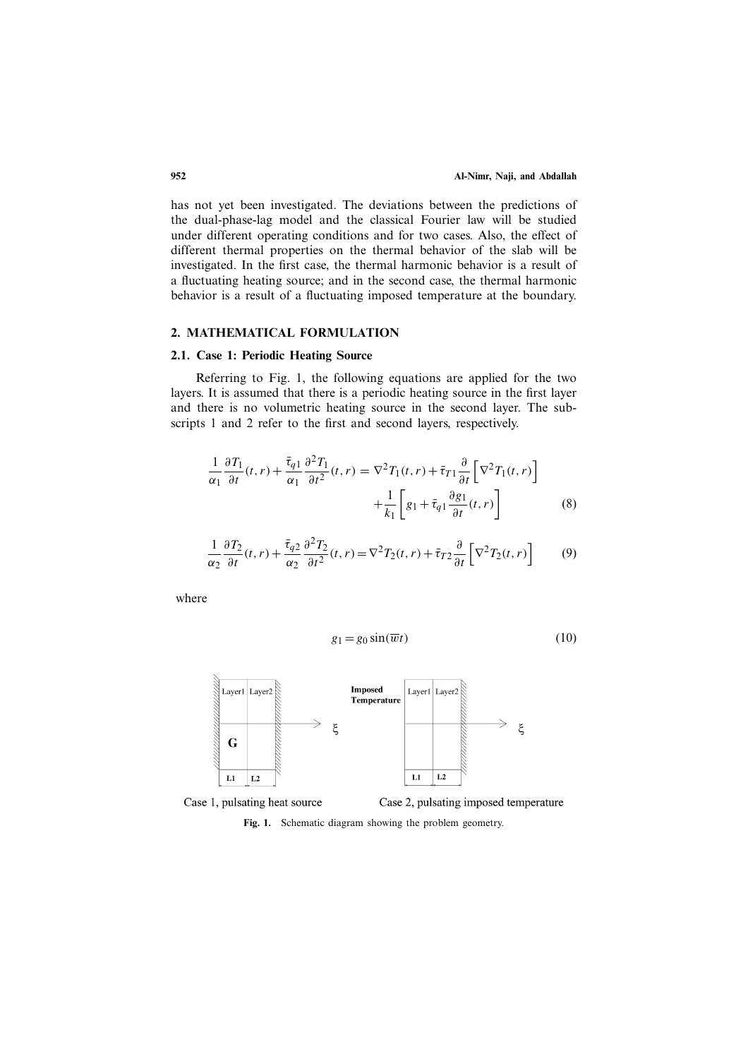has not yet been investigated. The deviations between the predictions of the dual-phase-lag model and the classical Fourier law will be studied under different operating conditions and for two cases. Also, the effect of different thermal properties on the thermal behavior of the slab will be investigated. In the first case, the thermal harmonic behavior is a result of a fluctuating heating source; and in the second case, the thermal harmonic behavior is a result of a fluctuating imposed temperature at the boundary.

## 2. MATHEMATICAL FORMULATION

### 2.1. Case 1: Periodic Heating Source

Referring to Fig. 1, the following equations are applied for the two layers. It is assumed that there is a periodic heating source in the first layer and there is no volumetric heating source in the second layer. The subscripts 1 and 2 refer to the first and second layers, respectively.

$$\frac{1}{\alpha_1}\frac{\partial T_1}{\partial t}(t,r) + \frac{\bar{\tau}_{q1}}{\alpha_1}\frac{\partial^2 T_1}{\partial t^2}(t,r) = \nabla^2 T_1(t,r) + \bar{\tau}_{T1}\frac{\partial}{\partial t}\left[\nabla^2 T_1(t,r)\right] + \frac{1}{k_1}\left[g_1 + \bar{\tau}_{q1}\frac{\partial g_1}{\partial t}(t,r)\right] \tag{8}$$

$$\frac{1}{\alpha_2}\frac{\partial T_2}{\partial t}(t,r) + \frac{\bar{\tau}_{q2}}{\alpha_2}\frac{\partial^2 T_2}{\partial t^2}(t,r) = \nabla^2 T_2(t,r) + \bar{\tau}_{T2}\frac{\partial}{\partial t}\left[\nabla^2 T_2(t,r)\right] \tag{9}$$

where

$$g_1 = g_0 \sin(\overline{w}t) \tag{10}$$

Case 1, pulsating heat source — Case 2, pulsating imposed temperature

Fig. 1. Schematic diagram showing the problem geometry.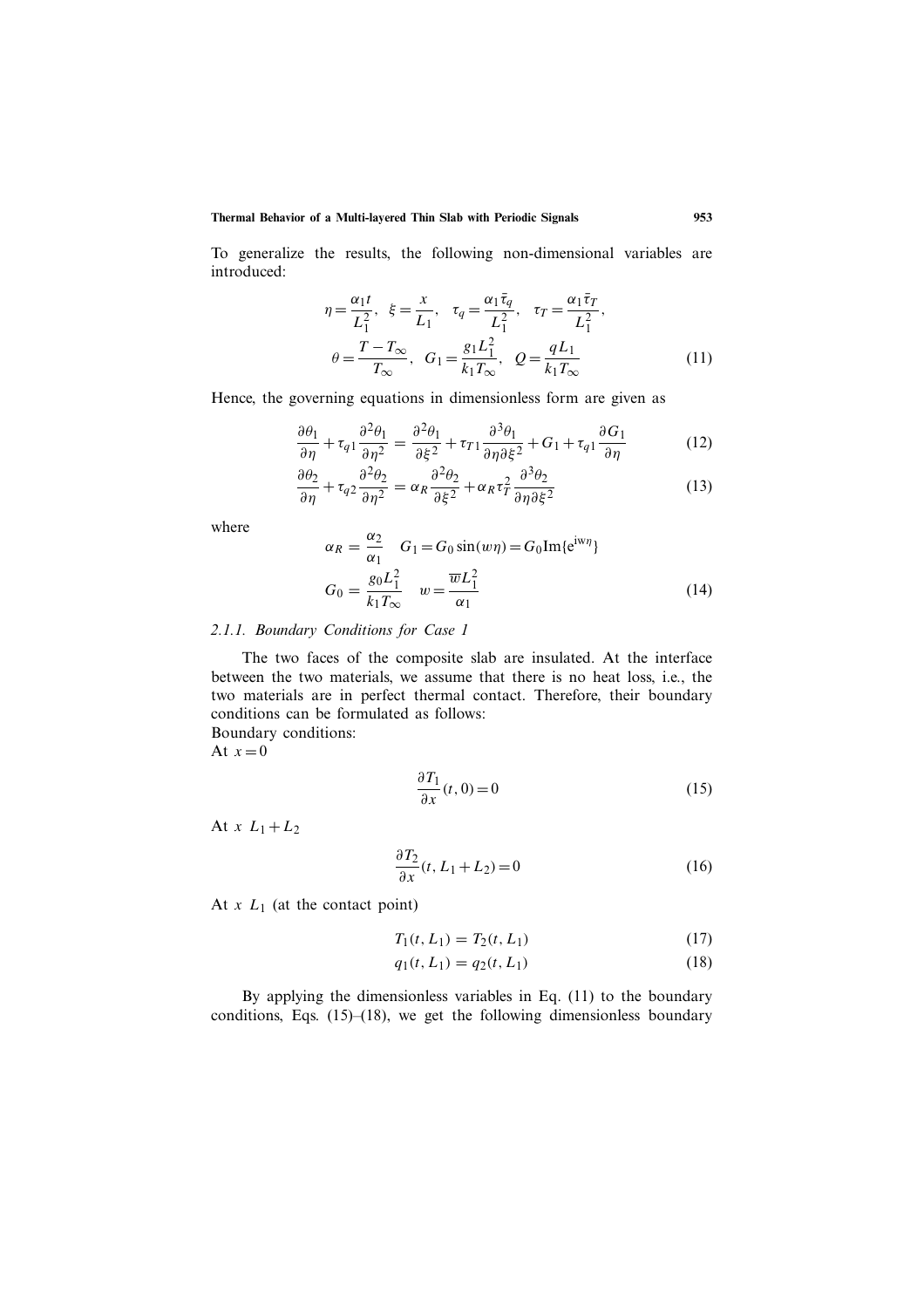To generalize the results, the following non-dimensional variables are introduced:

$$\eta = \frac{\alpha_1 t}{L_1^2}, \quad \xi = \frac{x}{L_1}, \quad \tau_q = \frac{\alpha_1 \bar{\tau}_q}{L_1^2}, \quad \tau_T = \frac{\alpha_1 \bar{\tau}_T}{L_1^2},$$
$$\theta = \frac{T - T_\infty}{T_\infty}, \quad G_1 = \frac{g_1 L_1^2}{k_1 T_\infty}, \quad Q = \frac{q L_1}{k_1 T_\infty} \tag{11}$$

Hence, the governing equations in dimensionless form are given as

$$\frac{\partial \theta_1}{\partial \eta} + \tau_{q1} \frac{\partial^2 \theta_1}{\partial \eta^2} = \frac{\partial^2 \theta_1}{\partial \xi^2} + \tau_{T1} \frac{\partial^3 \theta_1}{\partial \eta \partial \xi^2} + G_1 + \tau_{q1} \frac{\partial G_1}{\partial \eta} \tag{12}$$

$$\frac{\partial \theta_2}{\partial \eta} + \tau_{q2} \frac{\partial^2 \theta_2}{\partial \eta^2} = \alpha_R \frac{\partial^2 \theta_2}{\partial \xi^2} + \alpha_R \tau_T^2 \frac{\partial^3 \theta_2}{\partial \eta \partial \xi^2} \tag{13}$$

where

$$\alpha_R = \frac{\alpha_2}{\alpha_1} \quad G_1 = G_0 \sin(w\eta) = G_0 \mathrm{Im}\{e^{iw\eta}\}$$
$$G_0 = \frac{g_0 L_1^2}{k_1 T_\infty} \quad w = \frac{\overline{w} L_1^2}{\alpha_1} \tag{14}$$

### *2.1.1. Boundary Conditions for Case 1*

The two faces of the composite slab are insulated. At the interface between the two materials, we assume that there is no heat loss, i.e., the two materials are in perfect thermal contact. Therefore, their boundary conditions can be formulated as follows:

Boundary conditions:

At $x = 0$

$$\frac{\partial T_1}{\partial x}(t, 0) = 0 \tag{15}$$

At $x \; L_1 + L_2$

$$\frac{\partial T_2}{\partial x}(t, L_1 + L_2) = 0 \tag{16}$$

At $x \; L_1$ (at the contact point)

$$T_1(t, L_1) = T_2(t, L_1) \tag{17}$$

$$q_1(t, L_1) = q_2(t, L_1) \tag{18}$$

By applying the dimensionless variables in Eq. (11) to the boundary conditions, Eqs. (15)–(18), we get the following dimensionless boundary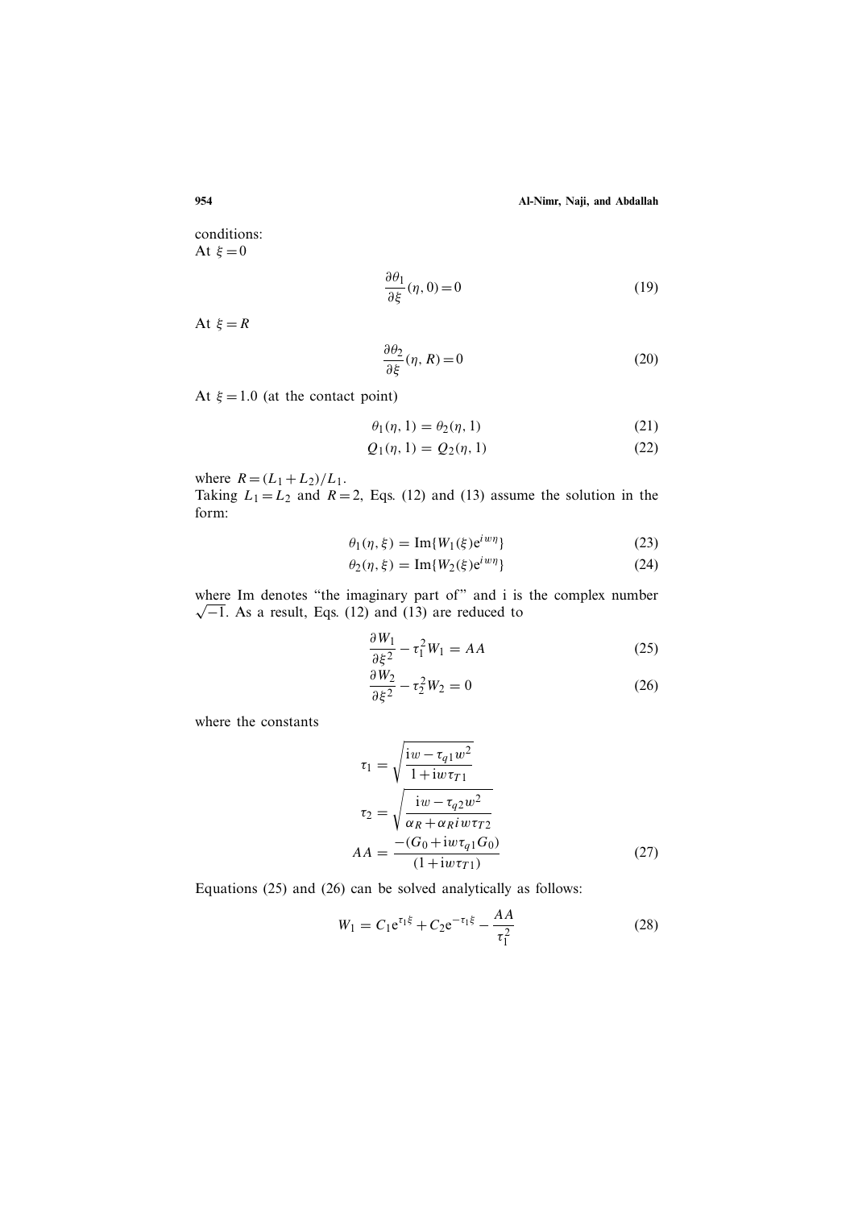conditions:
At $\xi = 0$

$$\frac{\partial \theta_1}{\partial \xi}(\eta, 0) = 0 \tag{19}$$

At $\xi = R$

$$\frac{\partial \theta_2}{\partial \xi}(\eta, R) = 0 \tag{20}$$

At $\xi = 1.0$ (at the contact point)

$$\theta_1(\eta, 1) = \theta_2(\eta, 1) \tag{21}$$

$$Q_1(\eta, 1) = Q_2(\eta, 1) \tag{22}$$

where $R = (L_1 + L_2)/L_1$.

Taking $L_1 = L_2$ and $R = 2$, Eqs. (12) and (13) assume the solution in the form:

$$\theta_1(\eta, \xi) = \mathrm{Im}\{W_1(\xi) e^{iw\eta}\} \tag{23}$$

$$\theta_2(\eta, \xi) = \mathrm{Im}\{W_2(\xi) e^{iw\eta}\} \tag{24}$$

where Im denotes "the imaginary part of" and i is the complex number $\sqrt{-1}$. As a result, Eqs. (12) and (13) are reduced to

$$\frac{\partial W_1}{\partial \xi^2} - \tau_1^2 W_1 = AA \tag{25}$$

$$\frac{\partial W_2}{\partial \xi^2} - \tau_2^2 W_2 = 0 \tag{26}$$

where the constants

$$\tau_1 = \sqrt{\frac{\mathrm{i}w - \tau_{q1} w^2}{1 + \mathrm{i}w\tau_{T1}}}$$

$$\tau_2 = \sqrt{\frac{\mathrm{i}w - \tau_{q2} w^2}{\alpha_R + \alpha_R i w \tau_{T2}}}$$

$$AA = \frac{-(G_0 + \mathrm{i}w\tau_{q1} G_0)}{(1 + \mathrm{i}w\tau_{T1})} \tag{27}$$

Equations (25) and (26) can be solved analytically as follows:

$$W_1 = C_1 e^{\tau_1 \xi} + C_2 e^{-\tau_1 \xi} - \frac{AA}{\tau_1^2} \tag{28}$$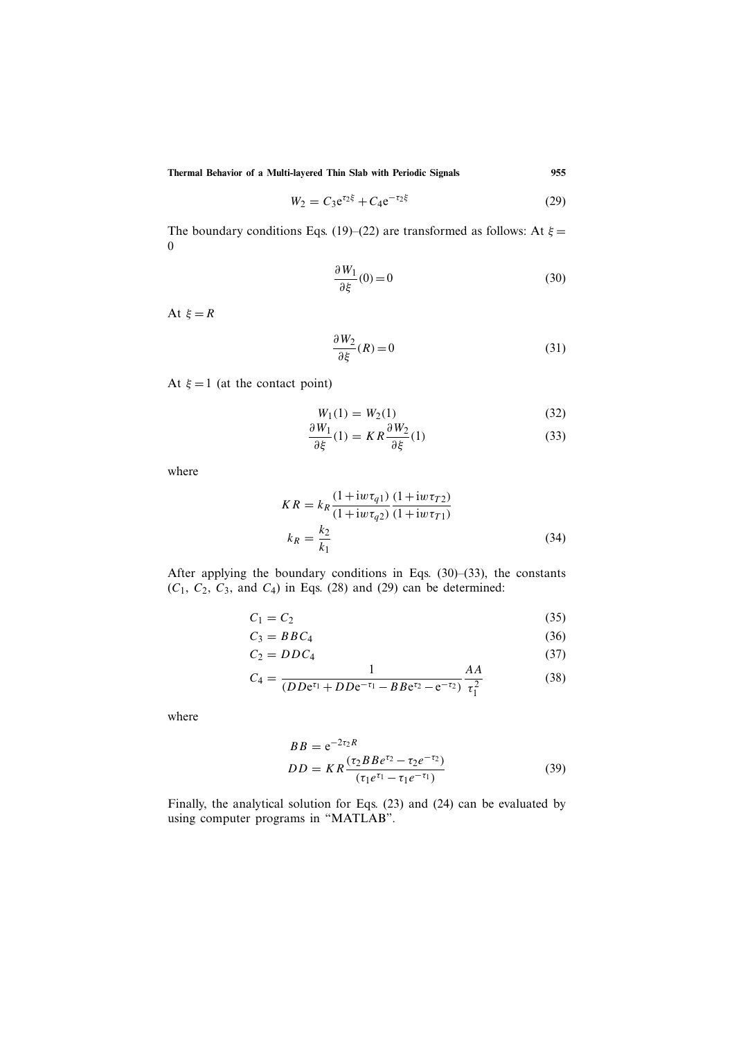$$W_2 = C_3 e^{\tau_2 \xi} + C_4 e^{-\tau_2 \xi} \tag{29}$$

The boundary conditions Eqs. (19)–(22) are transformed as follows: At $\xi = 0$

$$\frac{\partial W_1}{\partial \xi}(0) = 0 \tag{30}$$

At $\xi = R$

$$\frac{\partial W_2}{\partial \xi}(R) = 0 \tag{31}$$

At $\xi = 1$ (at the contact point)

$$W_1(1) = W_2(1) \tag{32}$$

$$\frac{\partial W_1}{\partial \xi}(1) = KR \frac{\partial W_2}{\partial \xi}(1) \tag{33}$$

where

$$KR = k_R \frac{(1 + \mathrm{i} w \tau_{q1})}{(1 + \mathrm{i} w \tau_{q2})} \frac{(1 + \mathrm{i} w \tau_{T2})}{(1 + \mathrm{i} w \tau_{T1})}$$

$$k_R = \frac{k_2}{k_1} \tag{34}$$

After applying the boundary conditions in Eqs. (30)–(33), the constants ($C_1$, $C_2$, $C_3$, and $C_4$) in Eqs. (28) and (29) can be determined:

$$C_1 = C_2 \tag{35}$$

$$C_3 = BBC_4 \tag{36}$$

$$C_2 = DDC_4 \tag{37}$$

$$C_4 = \frac{1}{(DD e^{\tau_1} + DD e^{-\tau_1} - BB e^{\tau_2} - e^{-\tau_2})} \frac{AA}{\tau_1^2} \tag{38}$$

where

$$BB = e^{-2\tau_2 R}$$

$$DD = KR \frac{(\tau_2 BB e^{\tau_2} - \tau_2 e^{-\tau_2})}{(\tau_1 e^{\tau_1} - \tau_1 e^{-\tau_1})} \tag{39}$$

Finally, the analytical solution for Eqs. (23) and (24) can be evaluated by using computer programs in "MATLAB".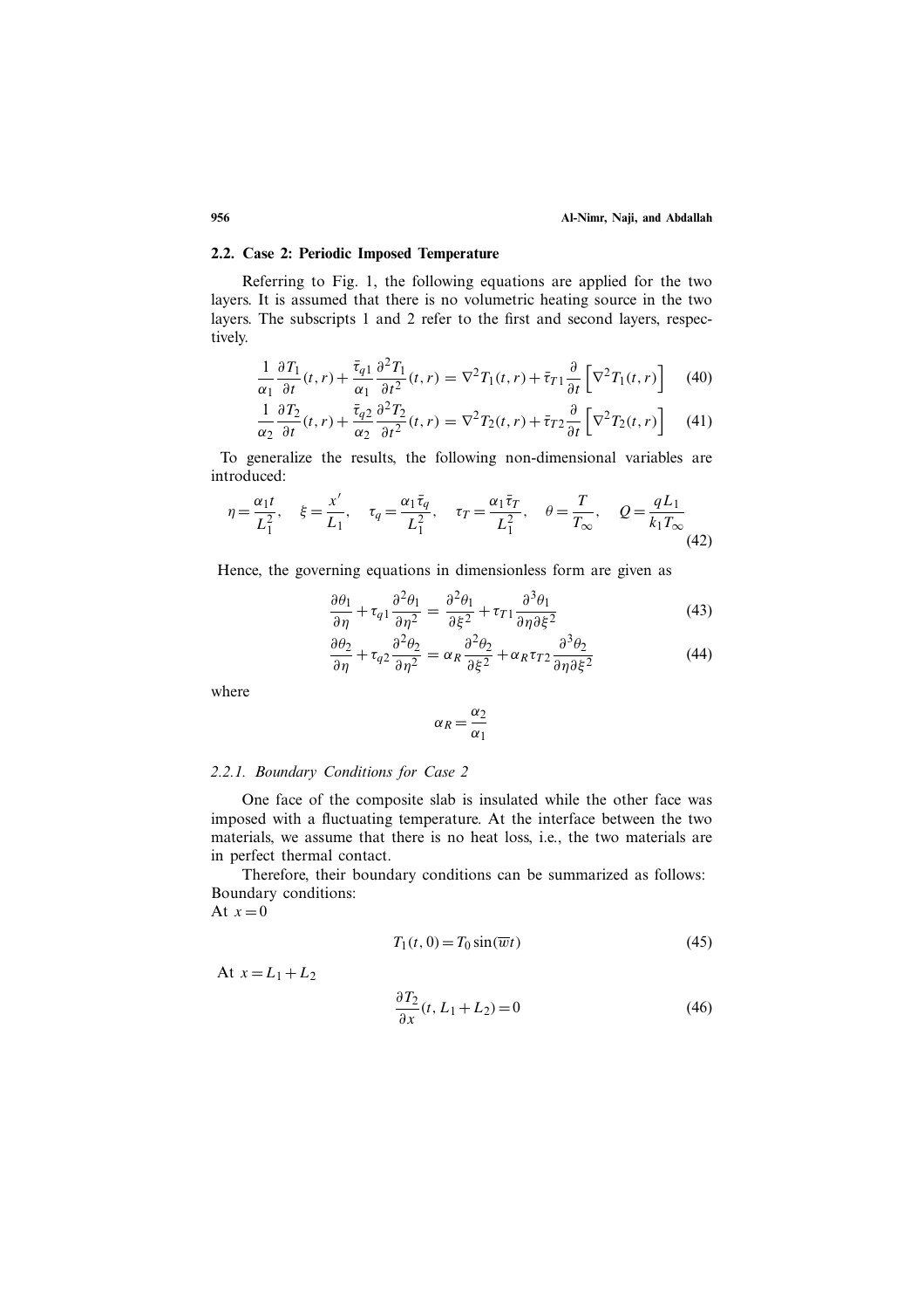### 2.2. Case 2: Periodic Imposed Temperature

Referring to Fig. 1, the following equations are applied for the two layers. It is assumed that there is no volumetric heating source in the two layers. The subscripts 1 and 2 refer to the first and second layers, respectively.

$$\frac{1}{\alpha_1}\frac{\partial T_1}{\partial t}(t,r) + \frac{\bar{\tau}_{q1}}{\alpha_1}\frac{\partial^2 T_1}{\partial t^2}(t,r) = \nabla^2 T_1(t,r) + \bar{\tau}_{T1}\frac{\partial}{\partial t}\left[\nabla^2 T_1(t,r)\right] \quad (40)$$

$$\frac{1}{\alpha_2}\frac{\partial T_2}{\partial t}(t,r) + \frac{\bar{\tau}_{q2}}{\alpha_2}\frac{\partial^2 T_2}{\partial t^2}(t,r) = \nabla^2 T_2(t,r) + \bar{\tau}_{T2}\frac{\partial}{\partial t}\left[\nabla^2 T_2(t,r)\right] \quad (41)$$

To generalize the results, the following non-dimensional variables are introduced:

$$\eta = \frac{\alpha_1 t}{L_1^2}, \quad \xi = \frac{x'}{L_1}, \quad \tau_q = \frac{\alpha_1 \bar{\tau}_q}{L_1^2}, \quad \tau_T = \frac{\alpha_1 \bar{\tau}_T}{L_1^2}, \quad \theta = \frac{T}{T_\infty}, \quad Q = \frac{q L_1}{k_1 T_\infty} \quad (42)$$

Hence, the governing equations in dimensionless form are given as

$$\frac{\partial \theta_1}{\partial \eta} + \tau_{q1}\frac{\partial^2 \theta_1}{\partial \eta^2} = \frac{\partial^2 \theta_1}{\partial \xi^2} + \tau_{T1}\frac{\partial^3 \theta_1}{\partial \eta \partial \xi^2} \quad (43)$$

$$\frac{\partial \theta_2}{\partial \eta} + \tau_{q2}\frac{\partial^2 \theta_2}{\partial \eta^2} = \alpha_R\frac{\partial^2 \theta_2}{\partial \xi^2} + \alpha_R \tau_{T2}\frac{\partial^3 \theta_2}{\partial \eta \partial \xi^2} \quad (44)$$

where

$$\alpha_R = \frac{\alpha_2}{\alpha_1}$$

#### 2.2.1. Boundary Conditions for Case 2

One face of the composite slab is insulated while the other face was imposed with a fluctuating temperature. At the interface between the two materials, we assume that there is no heat loss, i.e., the two materials are in perfect thermal contact.

Therefore, their boundary conditions can be summarized as follows:
Boundary conditions:
At $x = 0$

$$T_1(t, 0) = T_0 \sin(\overline{w}t) \quad (45)$$

At $x = L_1 + L_2$

$$\frac{\partial T_2}{\partial x}(t, L_1 + L_2) = 0 \quad (46)$$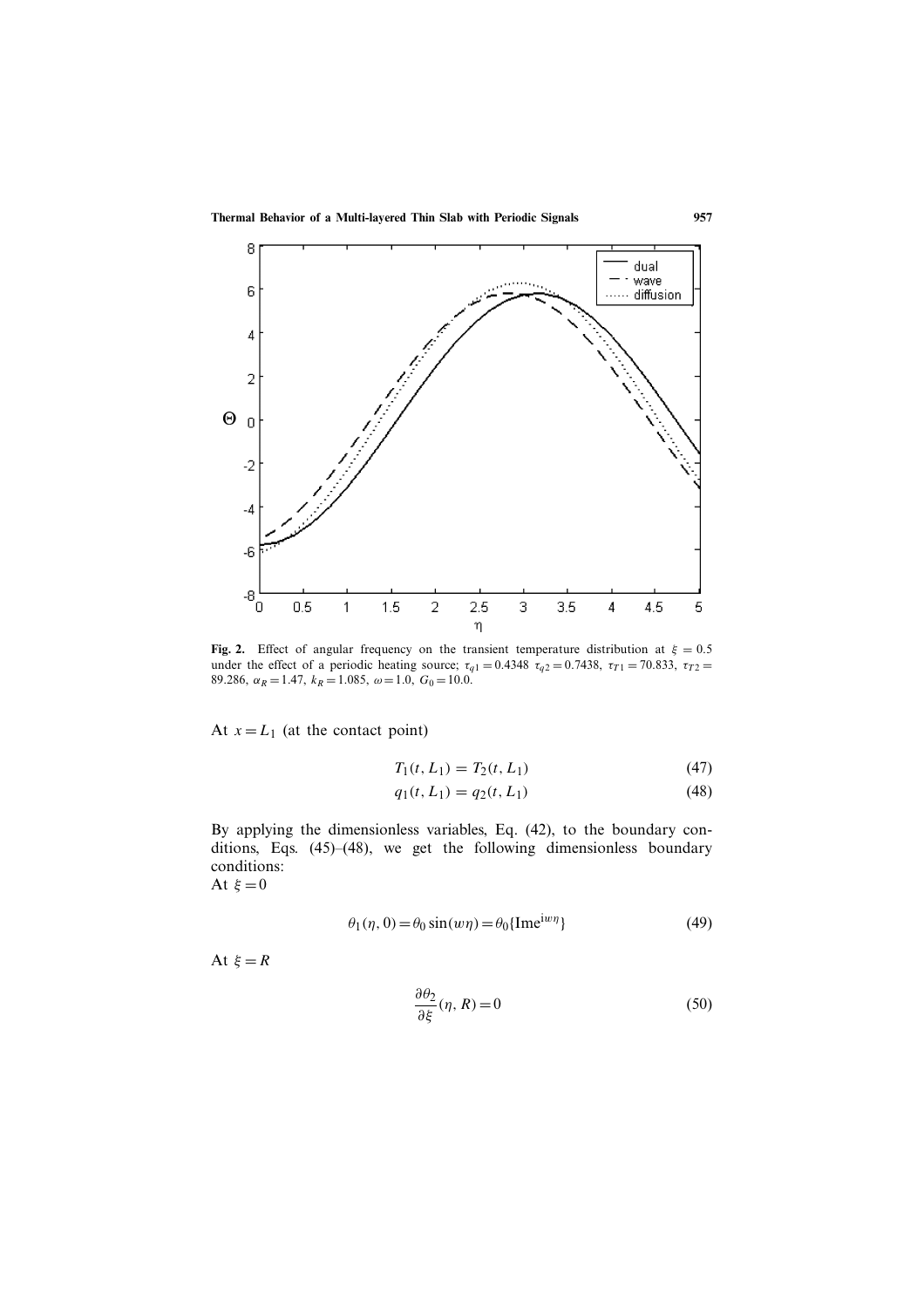**Fig. 2.** Effect of angular frequency on the transient temperature distribution at $\xi = 0.5$ under the effect of a periodic heating source; $\tau_{q1} = 0.4348$ $\tau_{q2} = 0.7438$, $\tau_{T1} = 70.833$, $\tau_{T2} = 89.286$, $\alpha_R = 1.47$, $k_R = 1.085$, $\omega = 1.0$, $G_0 = 10.0$.

At $x = L_1$ (at the contact point)

$$T_1(t, L_1) = T_2(t, L_1) \tag{47}$$

$$q_1(t, L_1) = q_2(t, L_1) \tag{48}$$

By applying the dimensionless variables, Eq. (42), to the boundary conditions, Eqs. (45)–(48), we get the following dimensionless boundary conditions:

At $\xi = 0$

$$\theta_1(\eta, 0) = \theta_0 \sin(w\eta) = \theta_0\{\mathrm{Im}e^{iw\eta}\} \tag{49}$$

At $\xi = R$

$$\frac{\partial \theta_2}{\partial \xi}(\eta, R) = 0 \tag{50}$$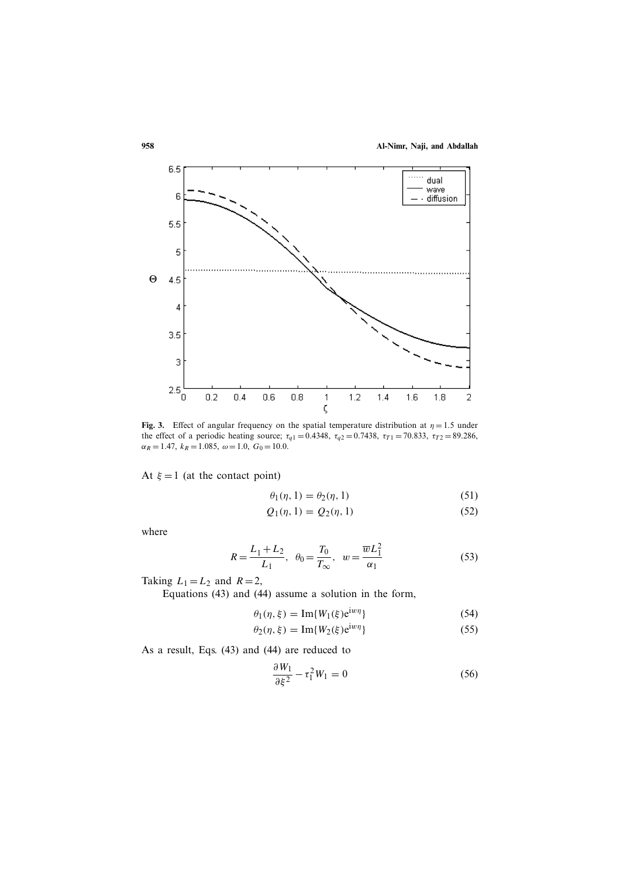**Fig. 3.** Effect of angular frequency on the spatial temperature distribution at $\eta = 1.5$ under the effect of a periodic heating source; $\tau_{q1} = 0.4348$, $\tau_{q2} = 0.7438$, $\tau_{T1} = 70.833$, $\tau_{T2} = 89.286$, $\alpha_R = 1.47$, $k_R = 1.085$, $\omega = 1.0$, $G_0 = 10.0$.

At $\xi = 1$ (at the contact point)

$$\theta_1(\eta, 1) = \theta_2(\eta, 1) \tag{51}$$

$$Q_1(\eta, 1) = Q_2(\eta, 1) \tag{52}$$

where

$$R = \frac{L_1 + L_2}{L_1}, \quad \theta_0 = \frac{T_0}{T_\infty}, \quad w = \frac{\overline{w} L_1^2}{\alpha_1} \tag{53}$$

Taking $L_1 = L_2$ and $R = 2$,

Equations (43) and (44) assume a solution in the form,

$$\theta_1(\eta, \xi) = \text{Im}\{W_1(\xi) e^{iw\eta}\} \tag{54}$$

$$\theta_2(\eta, \xi) = \text{Im}\{W_2(\xi) e^{iw\eta}\} \tag{55}$$

As a result, Eqs. (43) and (44) are reduced to

$$\frac{\partial W_1}{\partial \xi^2} - \tau_1^2 W_1 = 0 \tag{56}$$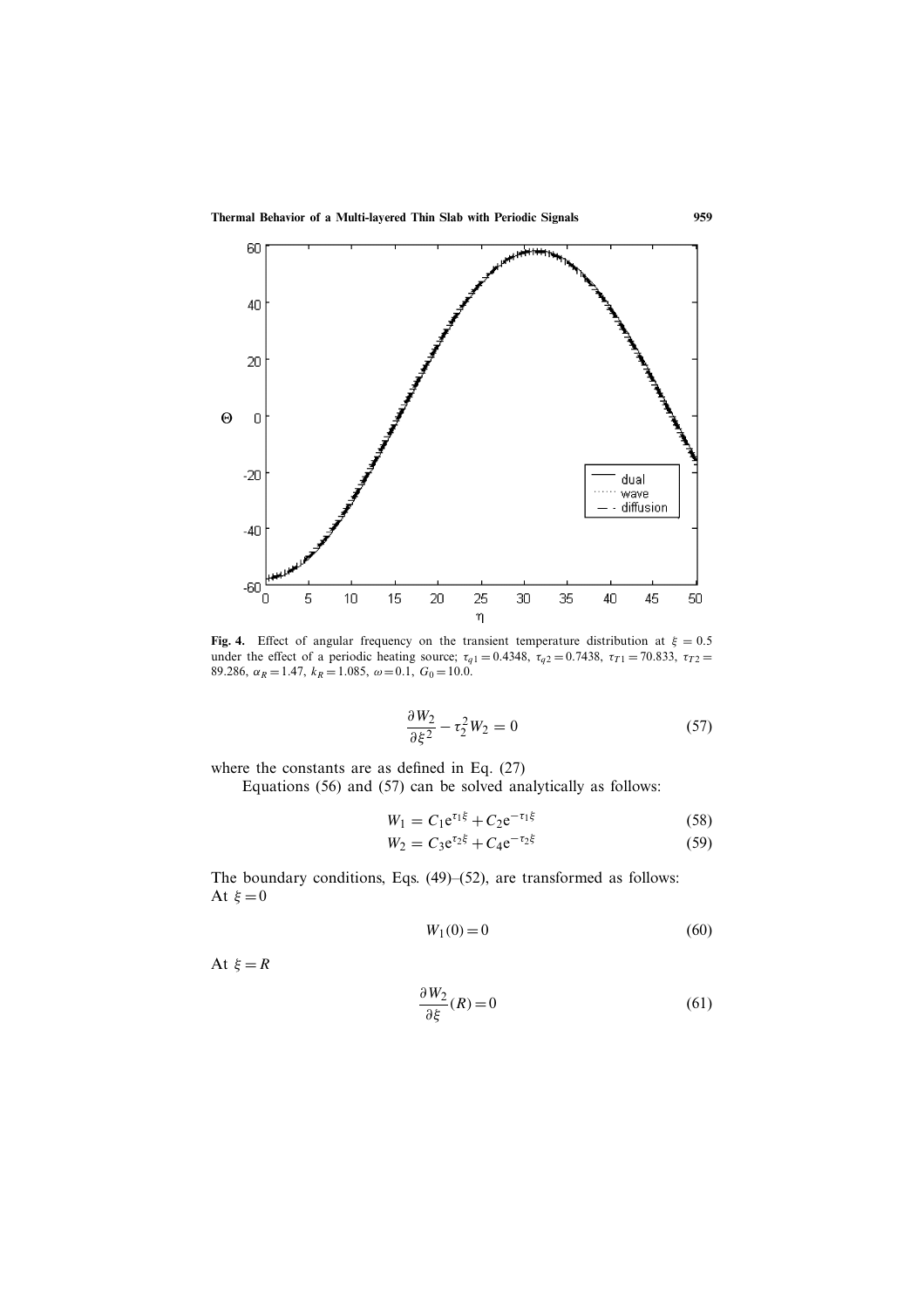**Fig. 4.** Effect of angular frequency on the transient temperature distribution at $\xi = 0.5$ under the effect of a periodic heating source; $\tau_{q1} = 0.4348$, $\tau_{q2} = 0.7438$, $\tau_{T1} = 70.833$, $\tau_{T2} = 89.286$, $\alpha_R = 1.47$, $k_R = 1.085$, $\omega = 0.1$, $G_0 = 10.0$.

$$\frac{\partial W_2}{\partial \xi^2} - \tau_2^2 W_2 = 0 \tag{57}$$

where the constants are as defined in Eq. (27)

Equations (56) and (57) can be solved analytically as follows:

$$W_1 = C_1 e^{\tau_1 \xi} + C_2 e^{-\tau_1 \xi} \tag{58}$$

$$W_2 = C_3 e^{\tau_2 \xi} + C_4 e^{-\tau_2 \xi} \tag{59}$$

The boundary conditions, Eqs. (49)–(52), are transformed as follows:
At $\xi = 0$

$$W_1(0) = 0 \tag{60}$$

At $\xi = R$

$$\frac{\partial W_2}{\partial \xi}(R) = 0 \tag{61}$$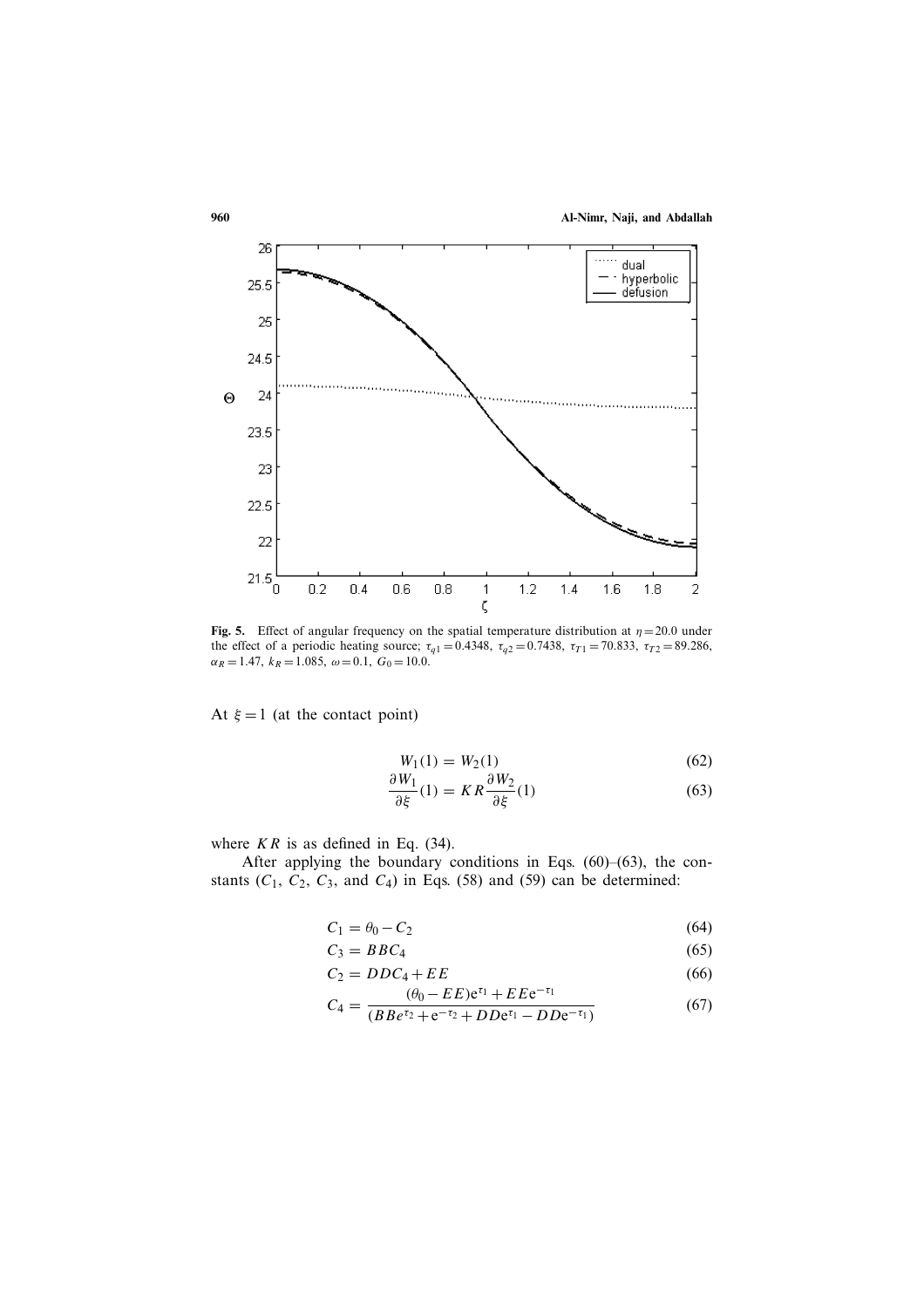**Fig. 5.** Effect of angular frequency on the spatial temperature distribution at $\eta = 20.0$ under the effect of a periodic heating source; $\tau_{q1} = 0.4348$, $\tau_{q2} = 0.7438$, $\tau_{T1} = 70.833$, $\tau_{T2} = 89.286$, $\alpha_R = 1.47$, $k_R = 1.085$, $\omega = 0.1$, $G_0 = 10.0$.

At $\xi = 1$ (at the contact point)

$$W_1(1) = W_2(1) \tag{62}$$

$$\frac{\partial W_1}{\partial \xi}(1) = KR \frac{\partial W_2}{\partial \xi}(1) \tag{63}$$

where $KR$ is as defined in Eq. (34).

After applying the boundary conditions in Eqs. (60)–(63), the constants ($C_1$, $C_2$, $C_3$, and $C_4$) in Eqs. (58) and (59) can be determined:

$$C_1 = \theta_0 - C_2 \tag{64}$$

$$C_3 = BBC_4 \tag{65}$$

$$C_2 = DDC_4 + EE \tag{66}$$

$$C_4 = \frac{(\theta_0 - EE)\mathrm{e}^{\tau_1} + EE\mathrm{e}^{-\tau_1}}{(BB e^{\tau_2} + \mathrm{e}^{-\tau_2} + DD\mathrm{e}^{\tau_1} - DD\mathrm{e}^{-\tau_1})} \tag{67}$$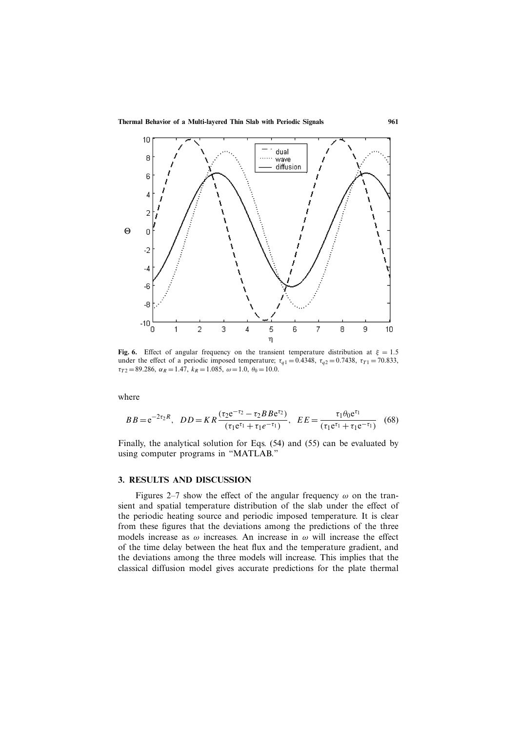**Fig. 6.** Effect of angular frequency on the transient temperature distribution at $\xi = 1.5$ under the effect of a periodic imposed temperature; $\tau_{q1} = 0.4348$, $\tau_{q2} = 0.7438$, $\tau_{T1} = 70.833$, $\tau_{T2} = 89.286$, $\alpha_R = 1.47$, $k_R = 1.085$, $\omega = 1.0$, $\theta_0 = 10.0$.

where

$$BB = e^{-2\tau_2 R}, \quad DD = KR\frac{(\tau_2 e^{-\tau_2} - \tau_2 BB e^{\tau_2})}{(\tau_1 e^{\tau_1} + \tau_1 e^{-\tau_1})}, \quad EE = \frac{\tau_1 \theta_0 e^{\tau_1}}{(\tau_1 e^{\tau_1} + \tau_1 e^{-\tau_1})} \tag{68}$$

Finally, the analytical solution for Eqs. (54) and (55) can be evaluated by using computer programs in "MATLAB."

## 3. RESULTS AND DISCUSSION

Figures 2–7 show the effect of the angular frequency $\omega$ on the transient and spatial temperature distribution of the slab under the effect of the periodic heating source and periodic imposed temperature. It is clear from these figures that the deviations among the predictions of the three models increase as $\omega$ increases. An increase in $\omega$ will increase the effect of the time delay between the heat flux and the temperature gradient, and the deviations among the three models will increase. This implies that the classical diffusion model gives accurate predictions for the plate thermal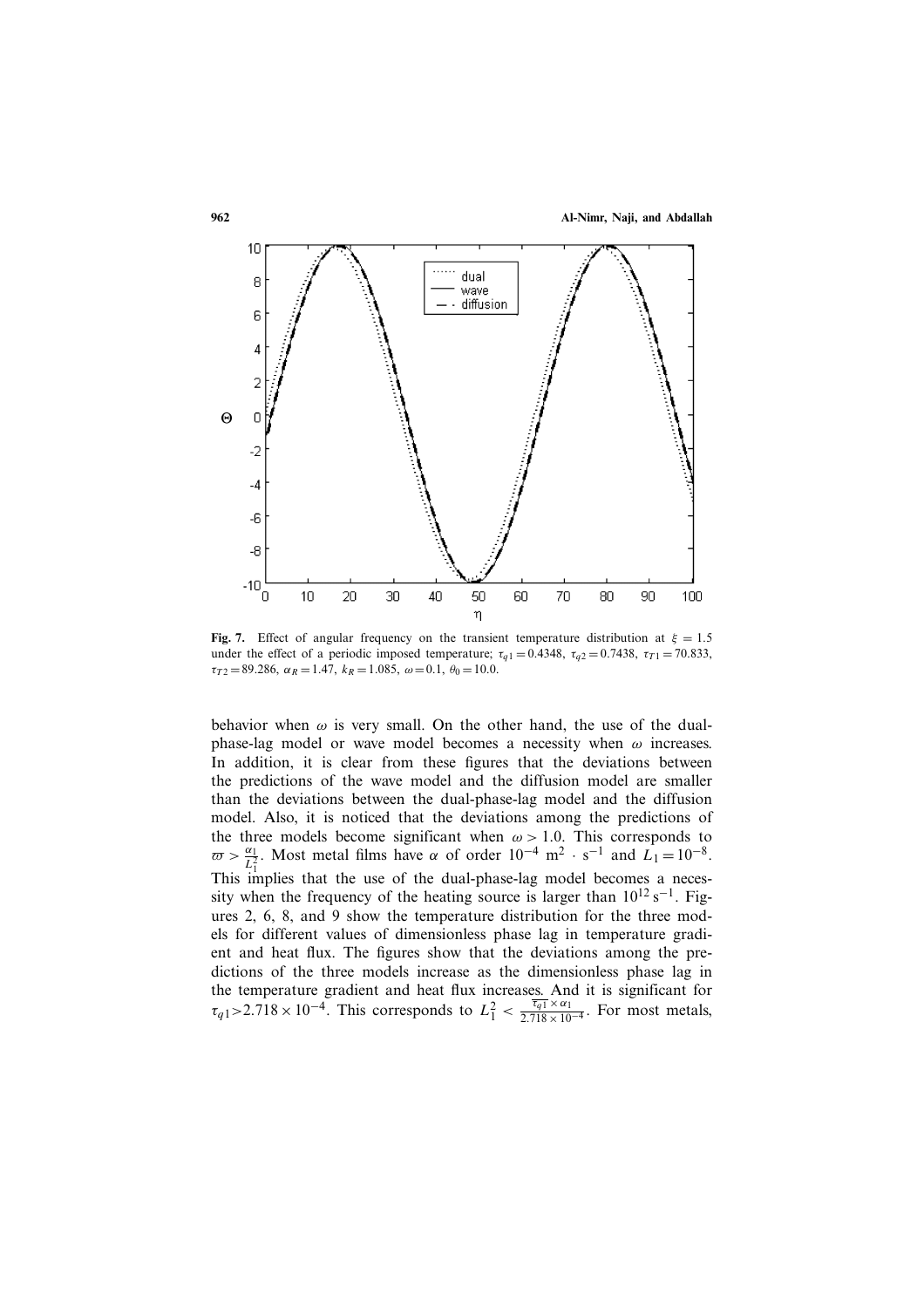**Fig. 7.** Effect of angular frequency on the transient temperature distribution at $\xi = 1.5$ under the effect of a periodic imposed temperature; $\tau_{q1} = 0.4348$, $\tau_{q2} = 0.7438$, $\tau_{T1} = 70.833$, $\tau_{T2} = 89.286$, $\alpha_R = 1.47$, $k_R = 1.085$, $\omega = 0.1$, $\theta_0 = 10.0$.

behavior when $\omega$ is very small. On the other hand, the use of the dual-phase-lag model or wave model becomes a necessity when $\omega$ increases. In addition, it is clear from these figures that the deviations between the predictions of the wave model and the diffusion model are smaller than the deviations between the dual-phase-lag model and the diffusion model. Also, it is noticed that the deviations among the predictions of the three models become significant when $\omega > 1.0$. This corresponds to $\varpi > \frac{\alpha_1}{L_1^2}$. Most metal films have $\alpha$ of order $10^{-4}$ m$^2 \cdot$ s$^{-1}$ and $L_1 = 10^{-8}$. This implies that the use of the dual-phase-lag model becomes a necessity when the frequency of the heating source is larger than $10^{12}$ s$^{-1}$. Figures 2, 6, 8, and 9 show the temperature distribution for the three models for different values of dimensionless phase lag in temperature gradient and heat flux. The figures show that the deviations among the predictions of the three models increase as the dimensionless phase lag in the temperature gradient and heat flux increases. And it is significant for $\tau_{q1} > 2.718 \times 10^{-4}$. This corresponds to $L_1^2 < \frac{\overline{\tau_{q1}} \times \alpha_1}{2.718 \times 10^{-4}}$. For most metals,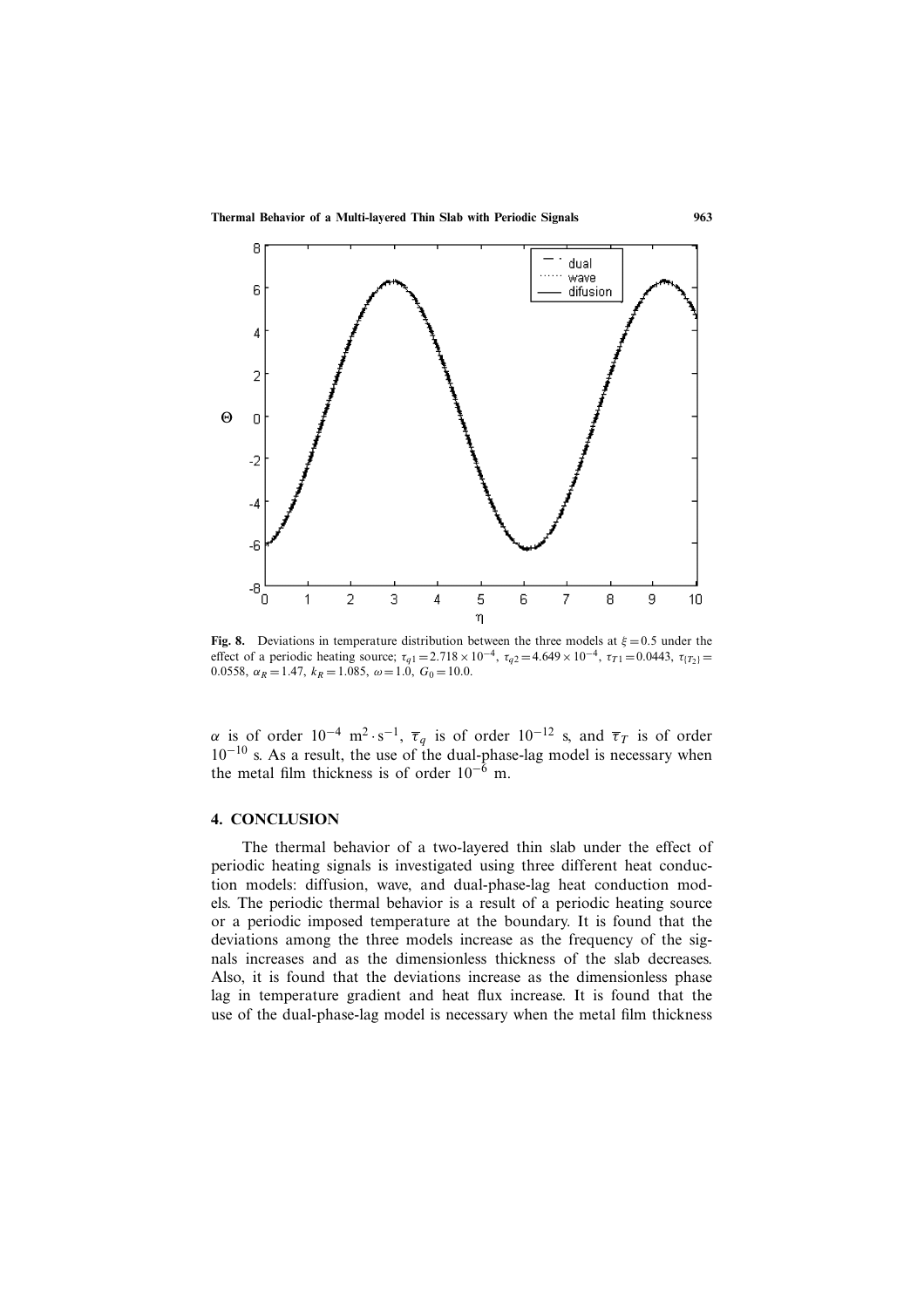**Fig. 8.** Deviations in temperature distribution between the three models at $\xi = 0.5$ under the effect of a periodic heating source; $\tau_{q1} = 2.718 \times 10^{-4}$, $\tau_{q2} = 4.649 \times 10^{-4}$, $\tau_{T1} = 0.0443$, $\tau_{\{T_2\}} = 0.0558$, $\alpha_R = 1.47$, $k_R = 1.085$, $\omega = 1.0$, $G_0 = 10.0$.

$\alpha$ is of order $10^{-4}$ $\mathrm{m}^2 \cdot \mathrm{s}^{-1}$, $\overline{\tau}_q$ is of order $10^{-12}$ s, and $\overline{\tau}_T$ is of order $10^{-10}$ s. As a result, the use of the dual-phase-lag model is necessary when the metal film thickness is of order $10^{-6}$ m.

## 4. CONCLUSION

The thermal behavior of a two-layered thin slab under the effect of periodic heating signals is investigated using three different heat conduction models: diffusion, wave, and dual-phase-lag heat conduction models. The periodic thermal behavior is a result of a periodic heating source or a periodic imposed temperature at the boundary. It is found that the deviations among the three models increase as the frequency of the signals increases and as the dimensionless thickness of the slab decreases. Also, it is found that the deviations increase as the dimensionless phase lag in temperature gradient and heat flux increase. It is found that the use of the dual-phase-lag model is necessary when the metal film thickness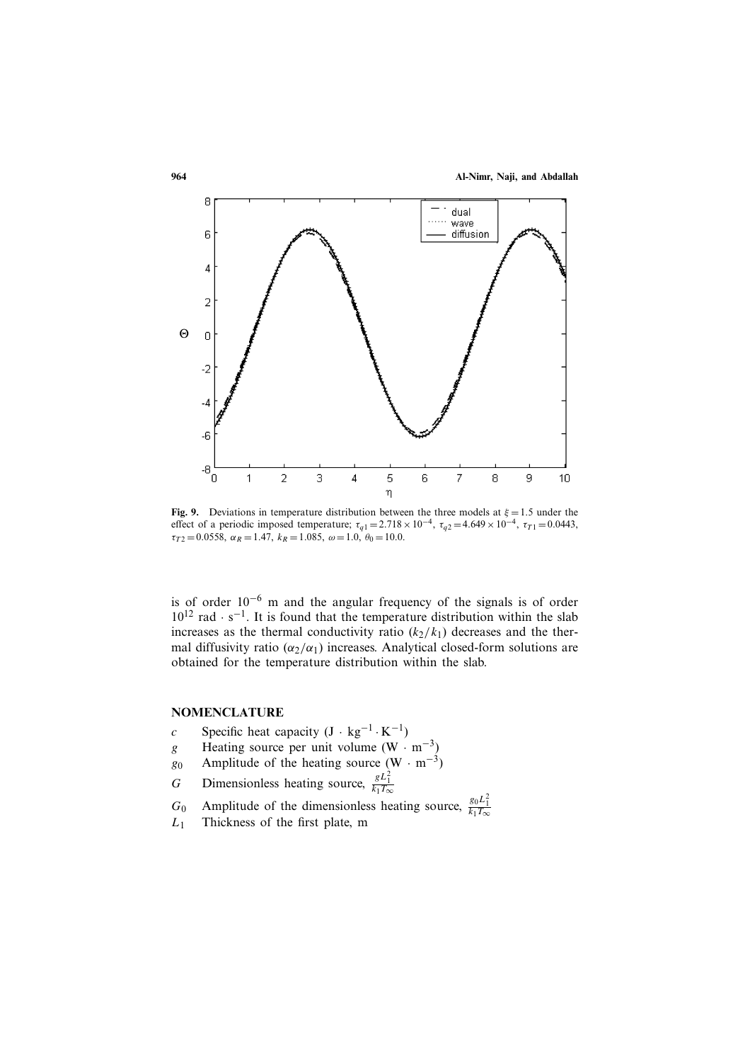**Fig. 9.** Deviations in temperature distribution between the three models at $\xi = 1.5$ under the effect of a periodic imposed temperature; $\tau_{q1} = 2.718 \times 10^{-4}$, $\tau_{q2} = 4.649 \times 10^{-4}$, $\tau_{T1} = 0.0443$, $\tau_{T2} = 0.0558$, $\alpha_R = 1.47$, $k_R = 1.085$, $\omega = 1.0$, $\theta_0 = 10.0$.

is of order $10^{-6}$ m and the angular frequency of the signals is of order $10^{12}$ rad · s$^{-1}$. It is found that the temperature distribution within the slab increases as the thermal conductivity ratio $(k_2/k_1)$ decreases and the thermal diffusivity ratio $(\alpha_2/\alpha_1)$ increases. Analytical closed-form solutions are obtained for the temperature distribution within the slab.

## NOMENCLATURE

- $c$ Specific heat capacity (J · kg$^{-1}$ · K$^{-1}$)
- $g$ Heating source per unit volume (W · m$^{-3}$)
- $g_0$ Amplitude of the heating source (W · m$^{-3}$)
- $G$ Dimensionless heating source, $\frac{gL_1^2}{k_1 T_\infty}$
- $G_0$ Amplitude of the dimensionless heating source, $\frac{g_0 L_1^2}{k_1 T_\infty}$
- $L_1$ Thickness of the first plate, m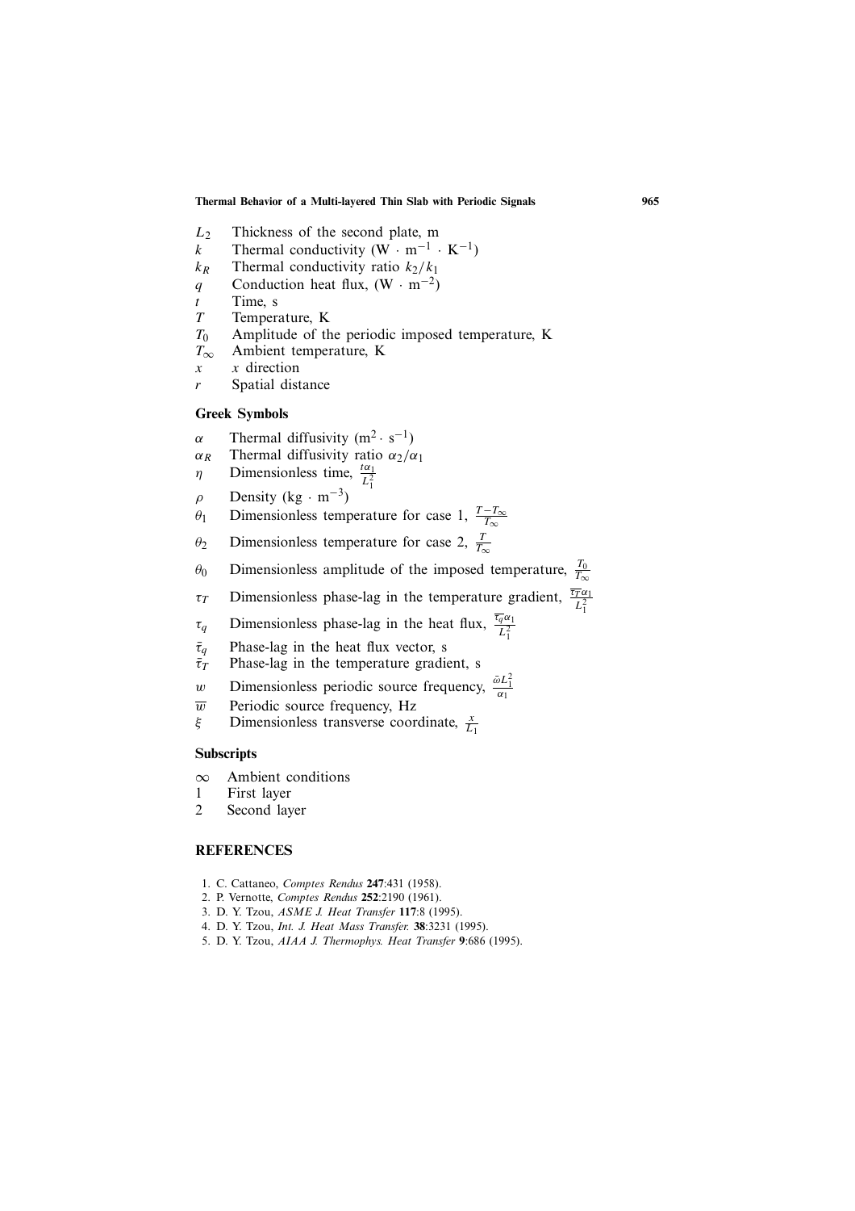$L_2$ Thickness of the second plate, m

$k$ Thermal conductivity ($W \cdot m^{-1} \cdot K^{-1}$)

$k_R$ Thermal conductivity ratio $k_2/k_1$

$q$ Conduction heat flux, ($W \cdot m^{-2}$)

$t$ Time, s

$T$ Temperature, K

$T_0$ Amplitude of the periodic imposed temperature, K

$T_\infty$ Ambient temperature, K

$x$ $x$ direction

$r$ Spatial distance

### Greek Symbols

$\alpha$ Thermal diffusivity ($m^2 \cdot s^{-1}$)

$\alpha_R$ Thermal diffusivity ratio $\alpha_2/\alpha_1$

$\eta$ Dimensionless time, $\frac{t\alpha_1}{L_1^2}$

$\rho$ Density ($kg \cdot m^{-3}$)

$\theta_1$ Dimensionless temperature for case 1, $\frac{T-T_\infty}{T_\infty}$

$\theta_2$ Dimensionless temperature for case 2, $\frac{T}{T_\infty}$

$\theta_0$ Dimensionless amplitude of the imposed temperature, $\frac{T_0}{T_\infty}$

$\tau_T$ Dimensionless phase-lag in the temperature gradient, $\frac{\overline{\tau_T}\alpha_1}{L_1^2}$

$\tau_q$ Dimensionless phase-lag in the heat flux, $\frac{\overline{\tau_q}\alpha_1}{L_1^2}$

$\bar{\tau}_q$ Phase-lag in the heat flux vector, s

$\bar{\tau}_T$ Phase-lag in the temperature gradient, s

$w$ Dimensionless periodic source frequency, $\frac{\bar{\omega}L_1^2}{\alpha_1}$

$\overline{w}$ Periodic source frequency, Hz

$\xi$ Dimensionless transverse coordinate, $\frac{x}{L_1}$

### Subscripts

$\infty$ Ambient conditions

1 First layer

2 Second layer

## REFERENCES

1. C. Cattaneo, *Comptes Rendus* **247**:431 (1958).
2. P. Vernotte, *Comptes Rendus* **252**:2190 (1961).
3. D. Y. Tzou, *ASME J. Heat Transfer* **117**:8 (1995).
4. D. Y. Tzou, *Int. J. Heat Mass Transfer.* **38**:3231 (1995).
5. D. Y. Tzou, *AIAA J. Thermophys. Heat Transfer* **9**:686 (1995).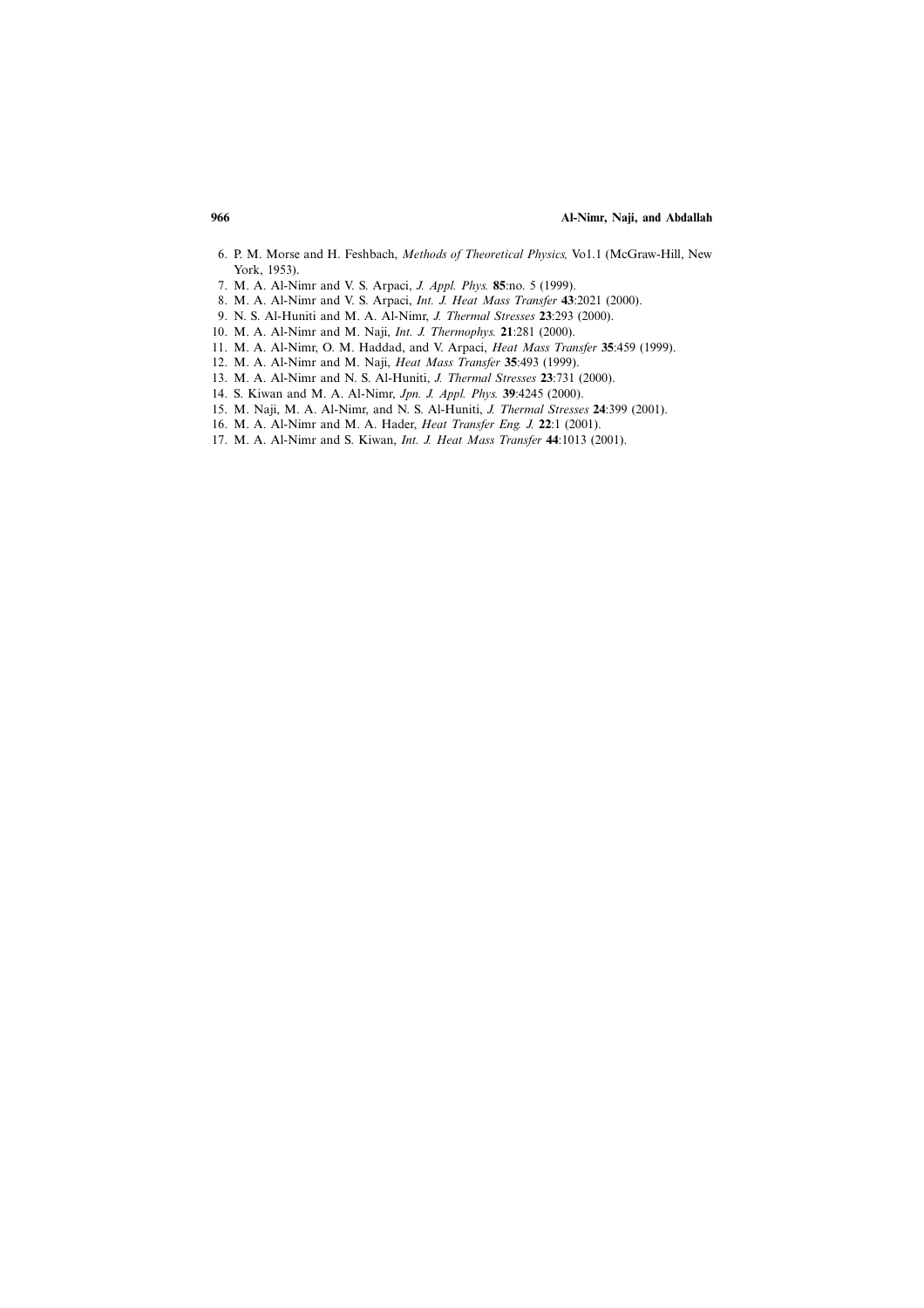6. P. M. Morse and H. Feshbach, *Methods of Theoretical Physics,* Vo1.1 (McGraw-Hill, New York, 1953).
7. M. A. Al-Nimr and V. S. Arpaci, *J. Appl. Phys.* **85**:no. 5 (1999).
8. M. A. Al-Nimr and V. S. Arpaci, *Int. J. Heat Mass Transfer* **43**:2021 (2000).
9. N. S. Al-Huniti and M. A. Al-Nimr, *J. Thermal Stresses* **23**:293 (2000).
10. M. A. Al-Nimr and M. Naji, *Int. J. Thermophys.* **21**:281 (2000).
11. M. A. Al-Nimr, O. M. Haddad, and V. Arpaci, *Heat Mass Transfer* **35**:459 (1999).
12. M. A. Al-Nimr and M. Naji, *Heat Mass Transfer* **35**:493 (1999).
13. M. A. Al-Nimr and N. S. Al-Huniti, *J. Thermal Stresses* **23**:731 (2000).
14. S. Kiwan and M. A. Al-Nimr, *Jpn. J. Appl. Phys.* **39**:4245 (2000).
15. M. Naji, M. A. Al-Nimr, and N. S. Al-Huniti, *J. Thermal Stresses* **24**:399 (2001).
16. M. A. Al-Nimr and M. A. Hader, *Heat Transfer Eng. J.* **22**:1 (2001).
17. M. A. Al-Nimr and S. Kiwan, *Int. J. Heat Mass Transfer* **44**:1013 (2001).